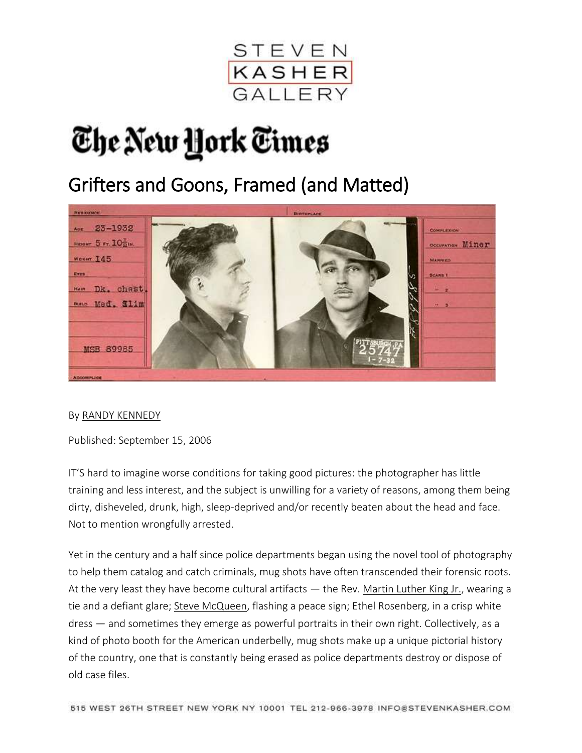STEVEN KASHER GALLERY

The New York Times

# Grifters and Goons, Framed (and Matted)

By RANDY KENNEDY

Published: September 15, 2006

IT'S hard to imagine worse conditions for taking good pictures: the photographer has little training and less interest, and the subject is unwilling for a variety of reasons, among them being dirty, disheveled, drunk, high, sleep-deprived and/or recently beaten about the head and face. Not to mention wrongfully arrested.

Yet in the century and a half since police departments began using the novel tool of photography to help them catalog and catch criminals, mug shots have often transcended their forensic roots. At the very least they have become cultural artifacts — the Rev. Martin Luther King Jr., wearing a tie and a defiant glare; Steve McQueen, flashing a peace sign; Ethel Rosenberg, in a crisp white dress — and sometimes they emerge as powerful portraits in their own right. Collectively, as a kind of photo booth for the American underbelly, mug shots make up a unique pictorial history of the country, one that is constantly being erased as police departments destroy or dispose of old case files.

515 WEST 26TH STREET NEW YORK NY 10001 TEL 212-966-3978 INFO@STEVENKASHER.COM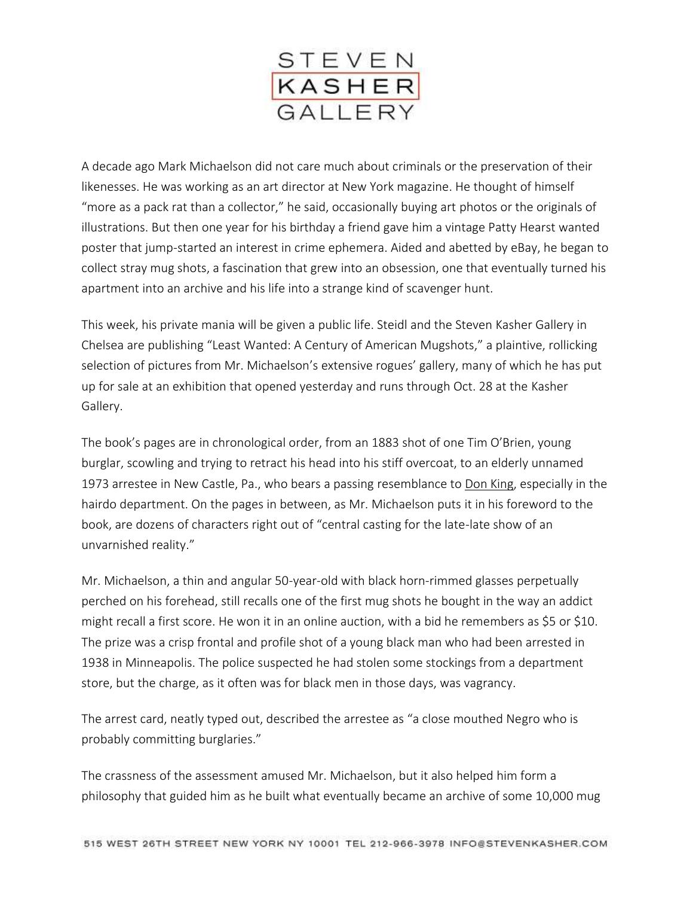A decade ago Mark Michaelson did not care much about criminals or the preservation of their likenesses. He was working as an art director at New York magazine. He thought of himself "more as a pack rat than a collector," he said, occasionally buying art photos or the originals of illustrations. But then one year for his birthday a friend gave him a vintage Patty Hearst wanted poster that jump-started an interest in crime ephemera. Aided and abetted by eBay, he began to collect stray mug shots, a fascination that grew into an obsession, one that eventually turned his apartment into an archive and his life into a strange kind of scavenger hunt.

This week, his private mania will be given a public life. Steidl and the Steven Kasher Gallery in Chelsea are publishing "Least Wanted: A Century of American Mugshots," a plaintive, rollicking selection of pictures from Mr. Michaelson's extensive rogues' gallery, many of which he has put up for sale at an exhibition that opened yesterday and runs through Oct. 28 at the Kasher Gallery.

The book's pages are in chronological order, from an 1883 shot of one Tim O'Brien, young burglar, scowling and trying to retract his head into his stiff overcoat, to an elderly unnamed 1973 arrestee in New Castle, Pa., who bears a passing resemblance to Don King, especially in the hairdo department. On the pages in between, as Mr. Michaelson puts it in his foreword to the book, are dozens of characters right out of "central casting for the late-late show of an unvarnished reality."

Mr. Michaelson, a thin and angular 50-year-old with black horn-rimmed glasses perpetually perched on his forehead, still recalls one of the first mug shots he bought in the way an addict might recall a first score. He won it in an online auction, with a bid he remembers as $5 or $10. The prize was a crisp frontal and profile shot of a young black man who had been arrested in 1938 in Minneapolis. The police suspected he had stolen some stockings from a department store, but the charge, as it often was for black men in those days, was vagrancy.

The arrest card, neatly typed out, described the arrestee as "a close mouthed Negro who is probably committing burglaries."

The crassness of the assessment amused Mr. Michaelson, but it also helped him form a philosophy that guided him as he built what eventually became an archive of some 10,000 mug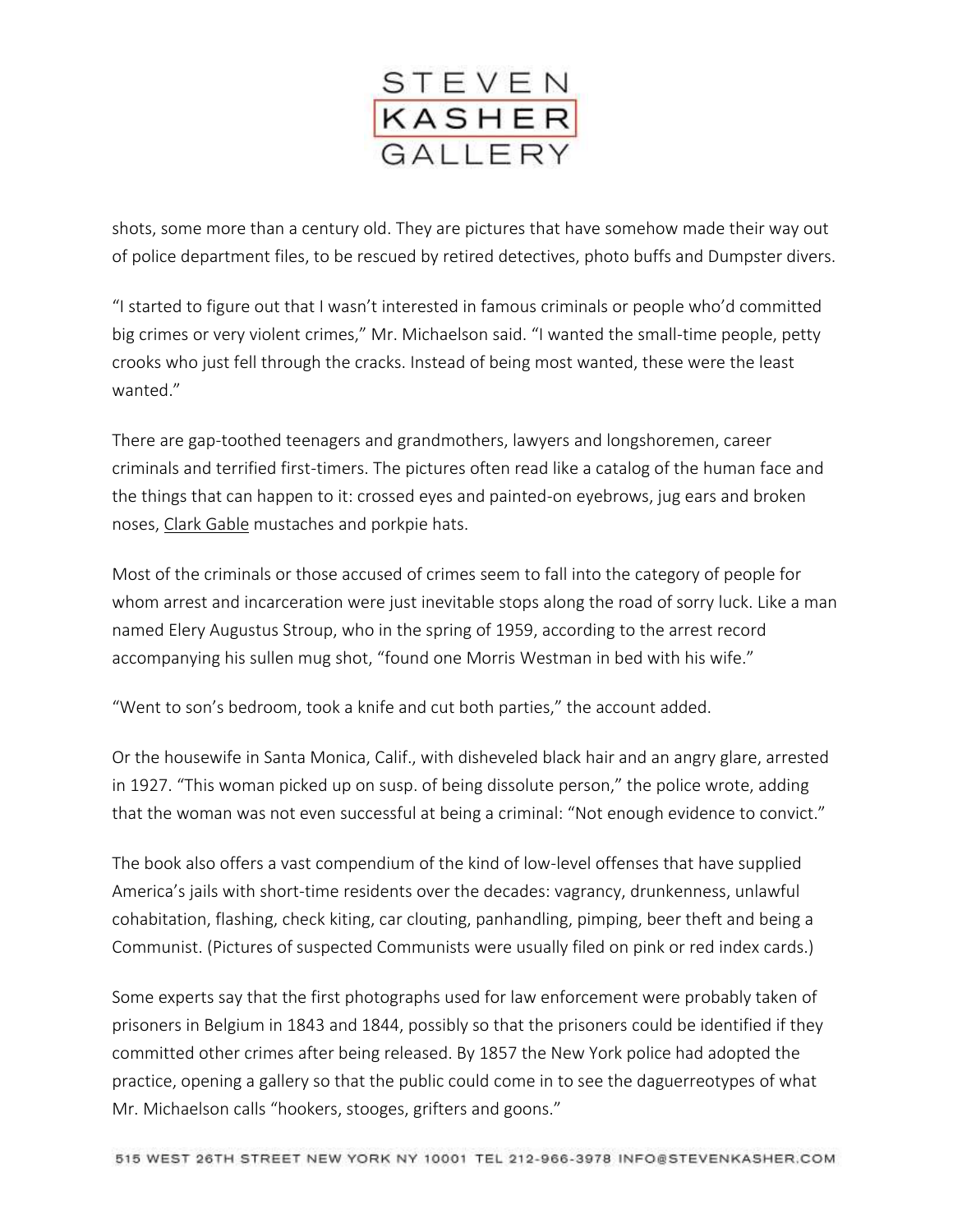shots, some more than a century old. They are pictures that have somehow made their way out of police department files, to be rescued by retired detectives, photo buffs and Dumpster divers.

"I started to figure out that I wasn't interested in famous criminals or people who'd committed big crimes or very violent crimes," Mr. Michaelson said. "I wanted the small-time people, petty crooks who just fell through the cracks. Instead of being most wanted, these were the least wanted."

There are gap-toothed teenagers and grandmothers, lawyers and longshoremen, career criminals and terrified first-timers. The pictures often read like a catalog of the human face and the things that can happen to it: crossed eyes and painted-on eyebrows, jug ears and broken noses, Clark Gable mustaches and porkpie hats.

Most of the criminals or those accused of crimes seem to fall into the category of people for whom arrest and incarceration were just inevitable stops along the road of sorry luck. Like a man named Elery Augustus Stroup, who in the spring of 1959, according to the arrest record accompanying his sullen mug shot, "found one Morris Westman in bed with his wife."

"Went to son's bedroom, took a knife and cut both parties," the account added.

Or the housewife in Santa Monica, Calif., with disheveled black hair and an angry glare, arrested in 1927. "This woman picked up on susp. of being dissolute person," the police wrote, adding that the woman was not even successful at being a criminal: "Not enough evidence to convict."

The book also offers a vast compendium of the kind of low-level offenses that have supplied America's jails with short-time residents over the decades: vagrancy, drunkenness, unlawful cohabitation, flashing, check kiting, car clouting, panhandling, pimping, beer theft and being a Communist. (Pictures of suspected Communists were usually filed on pink or red index cards.)

Some experts say that the first photographs used for law enforcement were probably taken of prisoners in Belgium in 1843 and 1844, possibly so that the prisoners could be identified if they committed other crimes after being released. By 1857 the New York police had adopted the practice, opening a gallery so that the public could come in to see the daguerreotypes of what Mr. Michaelson calls "hookers, stooges, grifters and goons."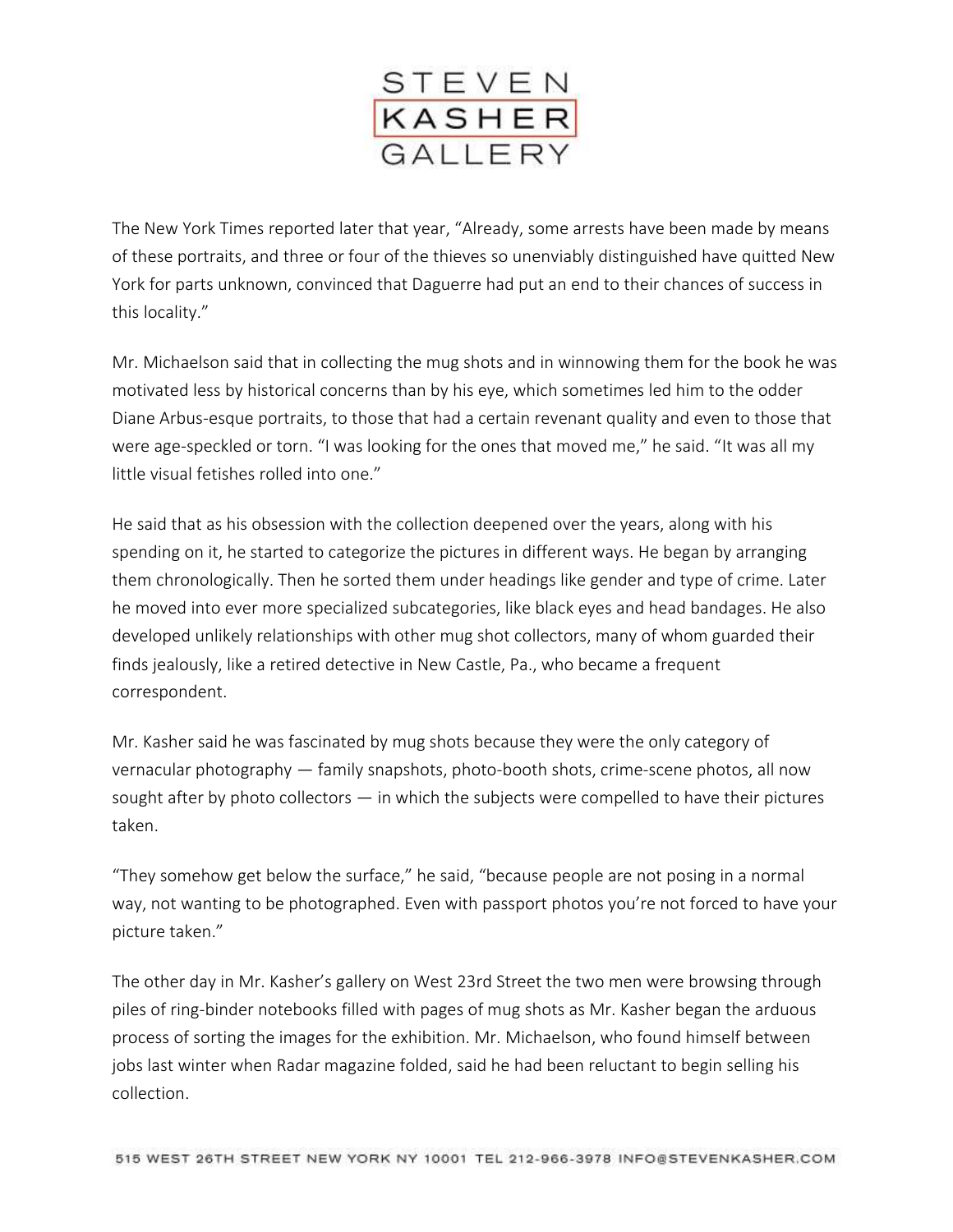The New York Times reported later that year, "Already, some arrests have been made by means of these portraits, and three or four of the thieves so unenviably distinguished have quitted New York for parts unknown, convinced that Daguerre had put an end to their chances of success in this locality."

Mr. Michaelson said that in collecting the mug shots and in winnowing them for the book he was motivated less by historical concerns than by his eye, which sometimes led him to the odder Diane Arbus-esque portraits, to those that had a certain revenant quality and even to those that were age-speckled or torn. "I was looking for the ones that moved me," he said. "It was all my little visual fetishes rolled into one."

He said that as his obsession with the collection deepened over the years, along with his spending on it, he started to categorize the pictures in different ways. He began by arranging them chronologically. Then he sorted them under headings like gender and type of crime. Later he moved into ever more specialized subcategories, like black eyes and head bandages. He also developed unlikely relationships with other mug shot collectors, many of whom guarded their finds jealously, like a retired detective in New Castle, Pa., who became a frequent correspondent.

Mr. Kasher said he was fascinated by mug shots because they were the only category of vernacular photography — family snapshots, photo-booth shots, crime-scene photos, all now sought after by photo collectors — in which the subjects were compelled to have their pictures taken.

"They somehow get below the surface," he said, "because people are not posing in a normal way, not wanting to be photographed. Even with passport photos you're not forced to have your picture taken."

The other day in Mr. Kasher's gallery on West 23rd Street the two men were browsing through piles of ring-binder notebooks filled with pages of mug shots as Mr. Kasher began the arduous process of sorting the images for the exhibition. Mr. Michaelson, who found himself between jobs last winter when Radar magazine folded, said he had been reluctant to begin selling his collection.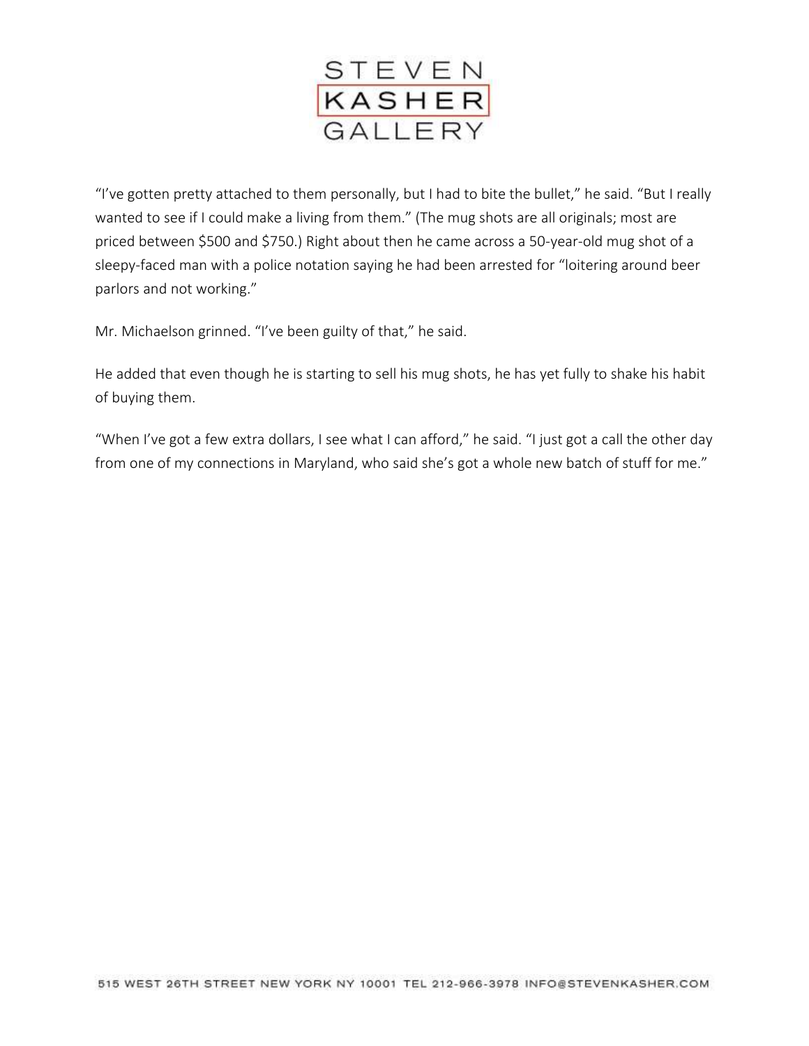"I've gotten pretty attached to them personally, but I had to bite the bullet," he said. "But I really wanted to see if I could make a living from them." (The mug shots are all originals; most are priced between $500 and $750.) Right about then he came across a 50-year-old mug shot of a sleepy-faced man with a police notation saying he had been arrested for "loitering around beer parlors and not working."

Mr. Michaelson grinned. "I've been guilty of that," he said.

He added that even though he is starting to sell his mug shots, he has yet fully to shake his habit of buying them.

"When I've got a few extra dollars, I see what I can afford," he said. "I just got a call the other day from one of my connections in Maryland, who said she's got a whole new batch of stuff for me."